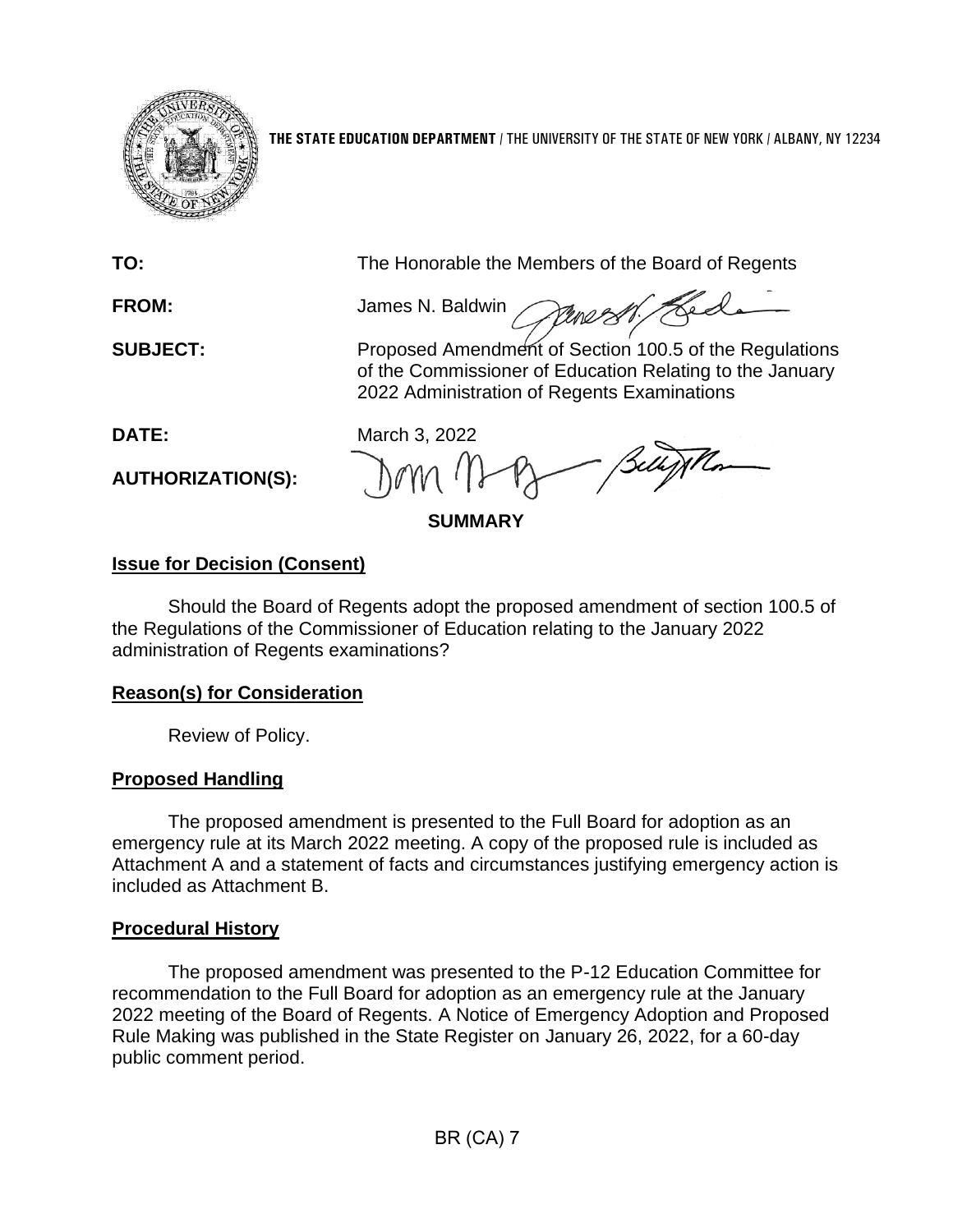**THE STATE EDUCATION DEPARTMENT** / THE UNIVERSITY OF THE STATE OF NEW YORK / ALBANY, NY 12234

**TO:** The Honorable the Members of the Board of Regents

**FROM:** James N. Baldwin

**SUBJECT:** Proposed Amendment of Section 100.5 of the Regulations of the Commissioner of Education Relating to the January 2022 Administration of Regents Examinations

**DATE:** March 3, 2022

**AUTHORIZATION(S):**

**SUMMARY**

## Issue for Decision (Consent)

Should the Board of Regents adopt the proposed amendment of section 100.5 of the Regulations of the Commissioner of Education relating to the January 2022 administration of Regents examinations?

## Reason(s) for Consideration

Review of Policy.

## Proposed Handling

The proposed amendment is presented to the Full Board for adoption as an emergency rule at its March 2022 meeting. A copy of the proposed rule is included as Attachment A and a statement of facts and circumstances justifying emergency action is included as Attachment B.

## Procedural History

The proposed amendment was presented to the P-12 Education Committee for recommendation to the Full Board for adoption as an emergency rule at the January 2022 meeting of the Board of Regents. A Notice of Emergency Adoption and Proposed Rule Making was published in the State Register on January 26, 2022, for a 60-day public comment period.

BR (CA) 7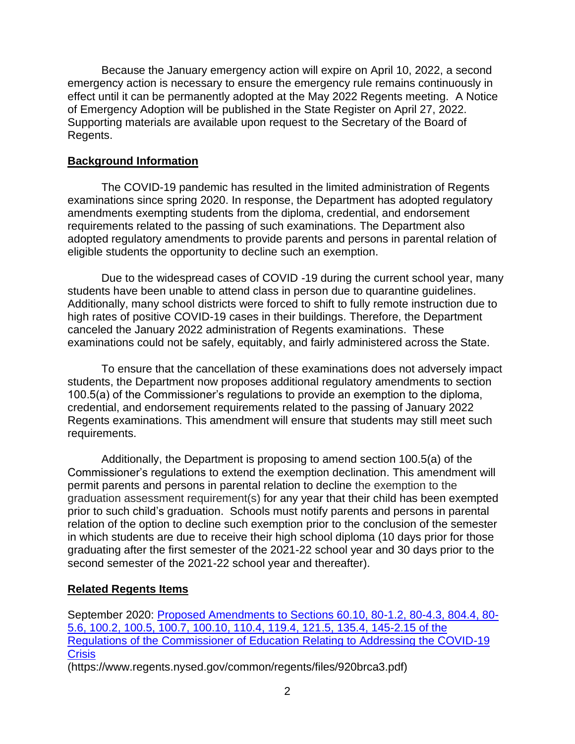Because the January emergency action will expire on April 10, 2022, a second emergency action is necessary to ensure the emergency rule remains continuously in effect until it can be permanently adopted at the May 2022 Regents meeting. A Notice of Emergency Adoption will be published in the State Register on April 27, 2022. Supporting materials are available upon request to the Secretary of the Board of Regents.

## Background Information

The COVID-19 pandemic has resulted in the limited administration of Regents examinations since spring 2020. In response, the Department has adopted regulatory amendments exempting students from the diploma, credential, and endorsement requirements related to the passing of such examinations. The Department also adopted regulatory amendments to provide parents and persons in parental relation of eligible students the opportunity to decline such an exemption.

Due to the widespread cases of COVID -19 during the current school year, many students have been unable to attend class in person due to quarantine guidelines. Additionally, many school districts were forced to shift to fully remote instruction due to high rates of positive COVID-19 cases in their buildings. Therefore, the Department canceled the January 2022 administration of Regents examinations. These examinations could not be safely, equitably, and fairly administered across the State.

To ensure that the cancellation of these examinations does not adversely impact students, the Department now proposes additional regulatory amendments to section 100.5(a) of the Commissioner's regulations to provide an exemption to the diploma, credential, and endorsement requirements related to the passing of January 2022 Regents examinations. This amendment will ensure that students may still meet such requirements.

Additionally, the Department is proposing to amend section 100.5(a) of the Commissioner's regulations to extend the exemption declination. This amendment will permit parents and persons in parental relation to decline the exemption to the graduation assessment requirement(s) for any year that their child has been exempted prior to such child's graduation. Schools must notify parents and persons in parental relation of the option to decline such exemption prior to the conclusion of the semester in which students are due to receive their high school diploma (10 days prior for those graduating after the first semester of the 2021-22 school year and 30 days prior to the second semester of the 2021-22 school year and thereafter).

## Related Regents Items

September 2020: [Proposed Amendments to Sections 60.10, 80-1.2, 80-4.3, 804.4, 80-5.6, 100.2, 100.5, 100.7, 100.10, 110.4, 119.4, 121.5, 135.4, 145-2.15 of the Regulations of the Commissioner of Education Relating to Addressing the COVID-19 Crisis](https://www.regents.nysed.gov/common/regents/files/920brca3.pdf)
(https://www.regents.nysed.gov/common/regents/files/920brca3.pdf)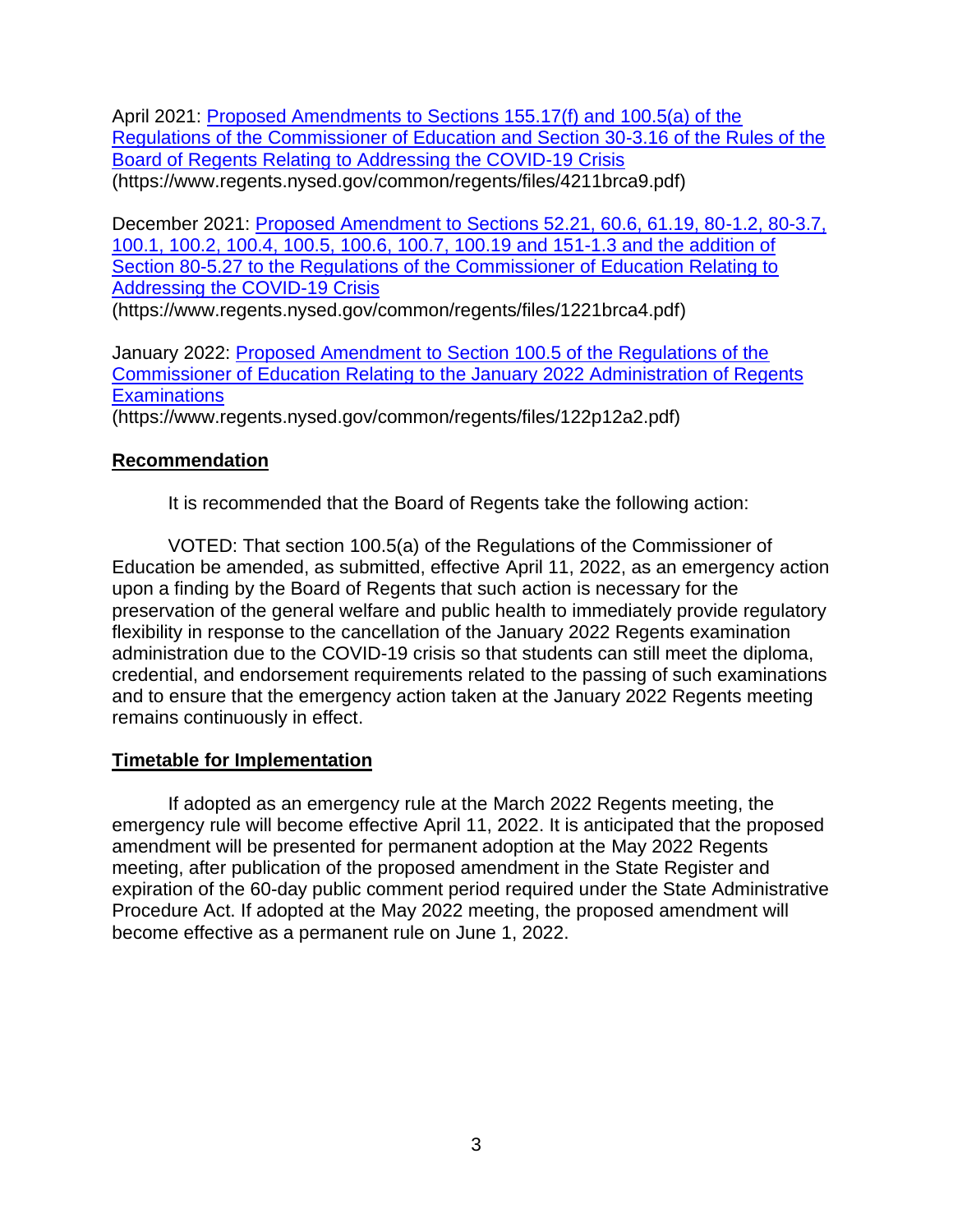April 2021: [Proposed Amendments to Sections 155.17(f) and 100.5(a) of the Regulations of the Commissioner of Education and Section 30-3.16 of the Rules of the Board of Regents Relating to Addressing the COVID-19 Crisis](https://www.regents.nysed.gov/common/regents/files/4211brca9.pdf)
(https://www.regents.nysed.gov/common/regents/files/4211brca9.pdf)

December 2021: [Proposed Amendment to Sections 52.21, 60.6, 61.19, 80-1.2, 80-3.7, 100.1, 100.2, 100.4, 100.5, 100.6, 100.7, 100.19 and 151-1.3 and the addition of Section 80-5.27 to the Regulations of the Commissioner of Education Relating to Addressing the COVID-19 Crisis](https://www.regents.nysed.gov/common/regents/files/1221brca4.pdf)
(https://www.regents.nysed.gov/common/regents/files/1221brca4.pdf)

January 2022: [Proposed Amendment to Section 100.5 of the Regulations of the Commissioner of Education Relating to the January 2022 Administration of Regents Examinations](https://www.regents.nysed.gov/common/regents/files/122p12a2.pdf)
(https://www.regents.nysed.gov/common/regents/files/122p12a2.pdf)

## Recommendation

It is recommended that the Board of Regents take the following action:

VOTED: That section 100.5(a) of the Regulations of the Commissioner of Education be amended, as submitted, effective April 11, 2022, as an emergency action upon a finding by the Board of Regents that such action is necessary for the preservation of the general welfare and public health to immediately provide regulatory flexibility in response to the cancellation of the January 2022 Regents examination administration due to the COVID-19 crisis so that students can still meet the diploma, credential, and endorsement requirements related to the passing of such examinations and to ensure that the emergency action taken at the January 2022 Regents meeting remains continuously in effect.

## Timetable for Implementation

If adopted as an emergency rule at the March 2022 Regents meeting, the emergency rule will become effective April 11, 2022. It is anticipated that the proposed amendment will be presented for permanent adoption at the May 2022 Regents meeting, after publication of the proposed amendment in the State Register and expiration of the 60-day public comment period required under the State Administrative Procedure Act. If adopted at the May 2022 meeting, the proposed amendment will become effective as a permanent rule on June 1, 2022.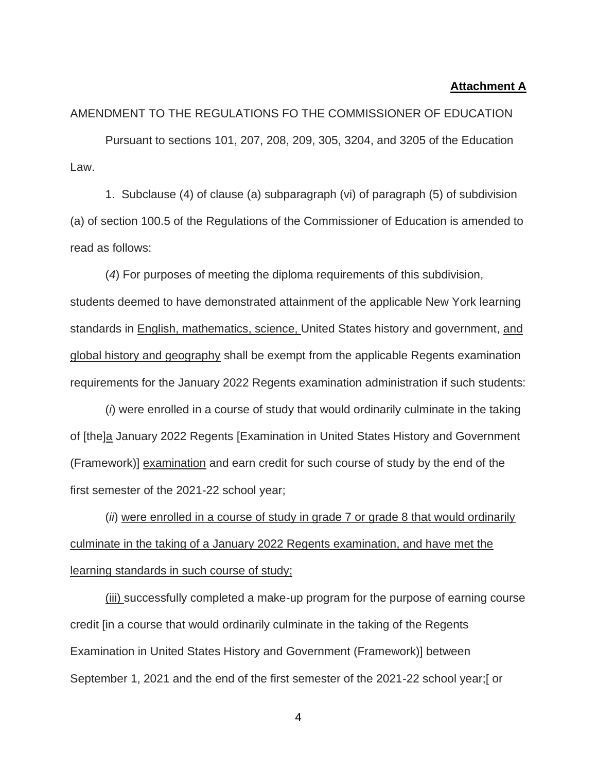**Attachment A**

AMENDMENT TO THE REGULATIONS FO THE COMMISSIONER OF EDUCATION

Pursuant to sections 101, 207, 208, 209, 305, 3204, and 3205 of the Education Law.

1. Subclause (4) of clause (a) subparagraph (vi) of paragraph (5) of subdivision (a) of section 100.5 of the Regulations of the Commissioner of Education is amended to read as follows:

(*4*) For purposes of meeting the diploma requirements of this subdivision, students deemed to have demonstrated attainment of the applicable New York learning standards in <u>English, mathematics, science,</u> United States history and government, <u>and global history and geography</u> shall be exempt from the applicable Regents examination requirements for the January 2022 Regents examination administration if such students:

(*i*) were enrolled in a course of study that would ordinarily culminate in the taking of [the]<u>a</u> January 2022 Regents [Examination in United States History and Government (Framework)] <u>examination</u> and earn credit for such course of study by the end of the first semester of the 2021-22 school year;

(*ii*) <u>were enrolled in a course of study in grade 7 or grade 8 that would ordinarily culminate in the taking of a January 2022 Regents examination, and have met the learning standards in such course of study;</u>

<u>(iii)</u> successfully completed a make-up program for the purpose of earning course credit [in a course that would ordinarily culminate in the taking of the Regents Examination in United States History and Government (Framework)] between September 1, 2021 and the end of the first semester of the 2021-22 school year;[ or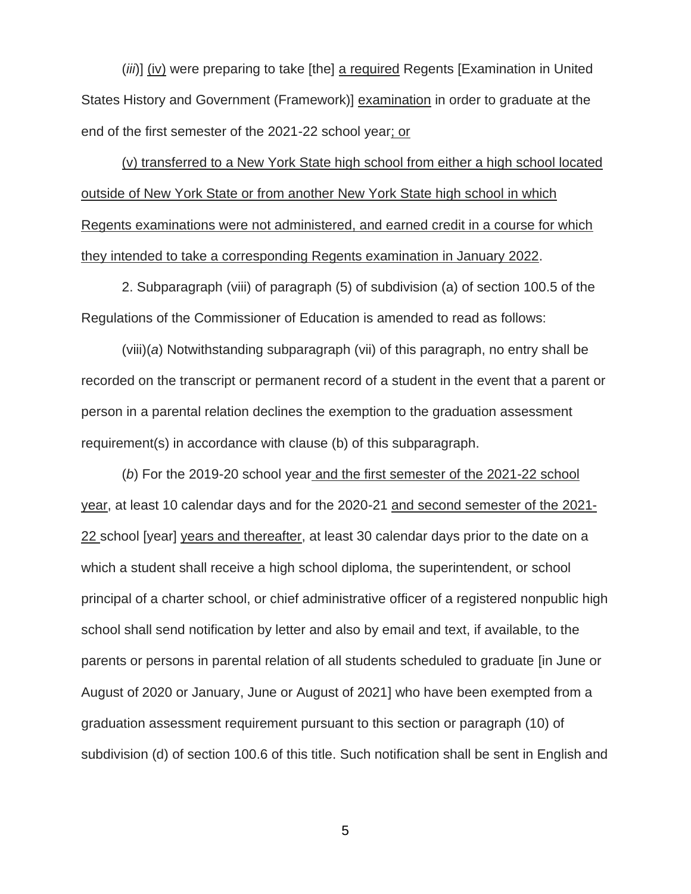(*iii*)] <u>(iv)</u> were preparing to take [the] <u>a required</u> Regents [Examination in United States History and Government (Framework)] <u>examination</u> in order to graduate at the end of the first semester of the 2021-22 school year<u>; or</u>

<u>(v) transferred to a New York State high school from either a high school located outside of New York State or from another New York State high school in which Regents examinations were not administered, and earned credit in a course for which they intended to take a corresponding Regents examination in January 2022</u>.

2. Subparagraph (viii) of paragraph (5) of subdivision (a) of section 100.5 of the Regulations of the Commissioner of Education is amended to read as follows:

(viii)(*a*) Notwithstanding subparagraph (vii) of this paragraph, no entry shall be recorded on the transcript or permanent record of a student in the event that a parent or person in a parental relation declines the exemption to the graduation assessment requirement(s) in accordance with clause (b) of this subparagraph.

(*b*) For the 2019-20 school year<u> and the first semester of the 2021-22 school year</u>, at least 10 calendar days and for the 2020-21 <u>and second semester of the 2021-22 </u>school [year] <u>years and thereafter</u>, at least 30 calendar days prior to the date on a which a student shall receive a high school diploma, the superintendent, or school principal of a charter school, or chief administrative officer of a registered nonpublic high school shall send notification by letter and also by email and text, if available, to the parents or persons in parental relation of all students scheduled to graduate [in June or August of 2020 or January, June or August of 2021] who have been exempted from a graduation assessment requirement pursuant to this section or paragraph (10) of subdivision (d) of section 100.6 of this title. Such notification shall be sent in English and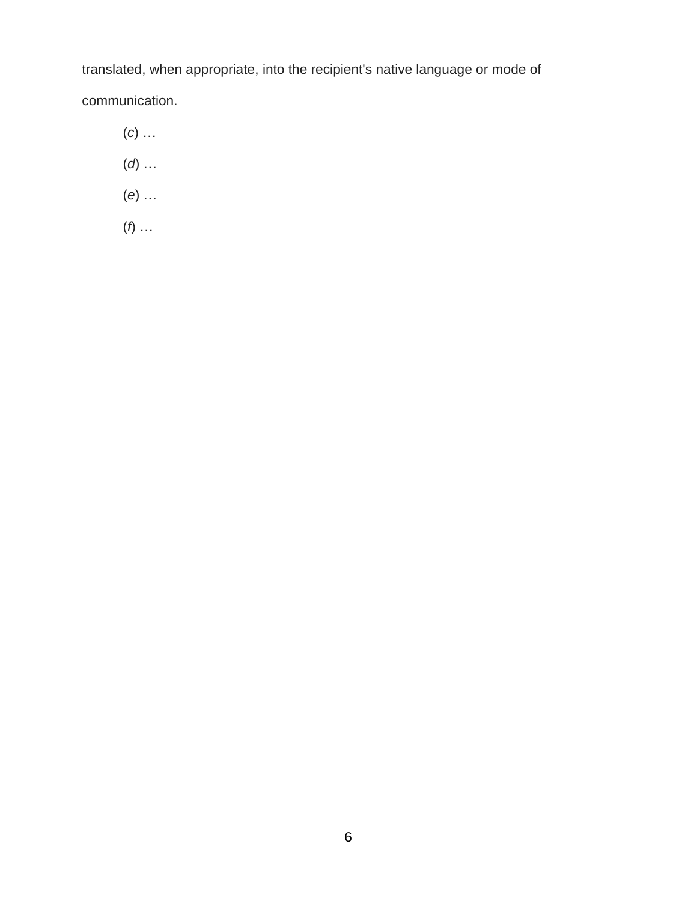translated, when appropriate, into the recipient's native language or mode of communication.

(*c*) …

(*d*) …

(*e*) …

(*f*) …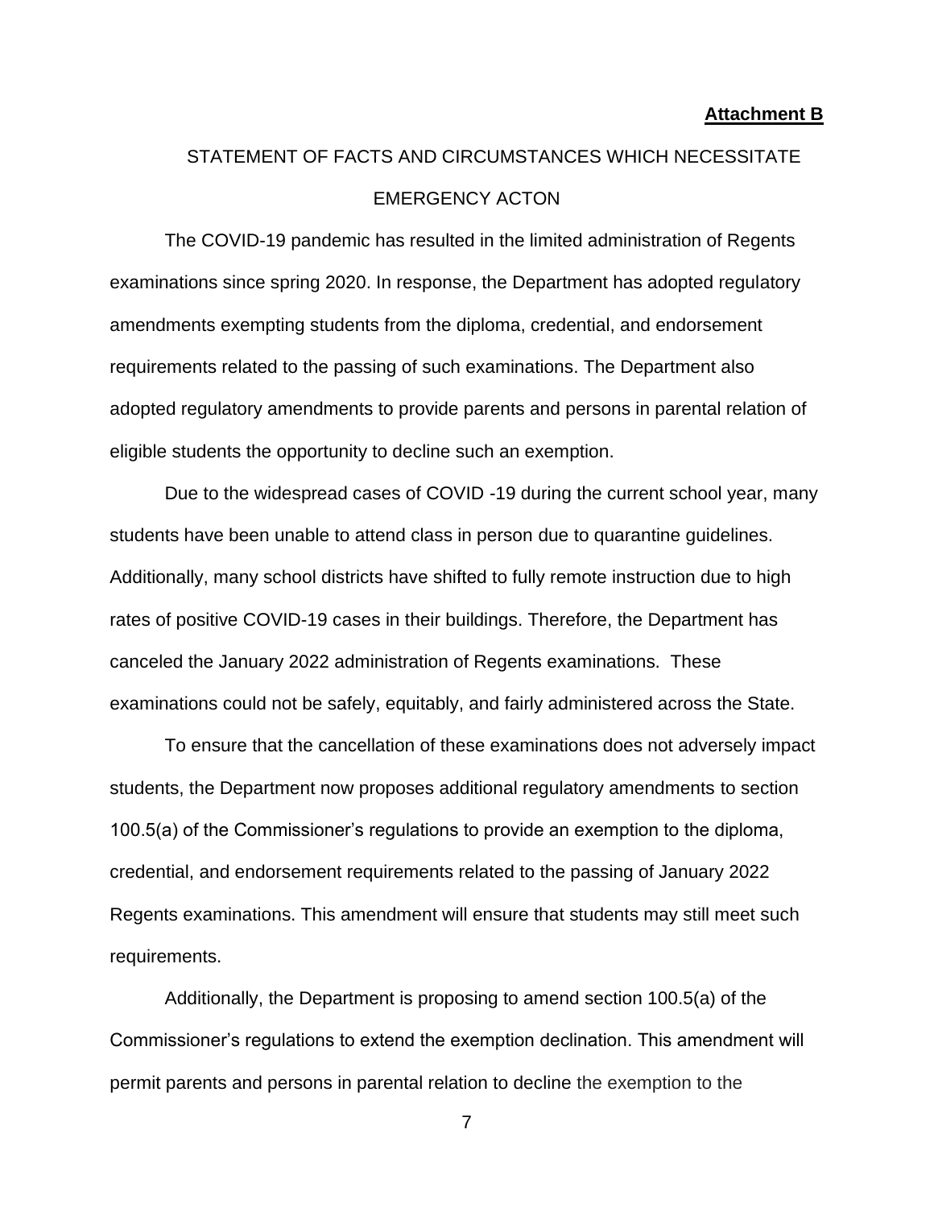**Attachment B**

## STATEMENT OF FACTS AND CIRCUMSTANCES WHICH NECESSITATE EMERGENCY ACTON

The COVID-19 pandemic has resulted in the limited administration of Regents examinations since spring 2020. In response, the Department has adopted regulatory amendments exempting students from the diploma, credential, and endorsement requirements related to the passing of such examinations. The Department also adopted regulatory amendments to provide parents and persons in parental relation of eligible students the opportunity to decline such an exemption.

Due to the widespread cases of COVID -19 during the current school year, many students have been unable to attend class in person due to quarantine guidelines. Additionally, many school districts have shifted to fully remote instruction due to high rates of positive COVID-19 cases in their buildings. Therefore, the Department has canceled the January 2022 administration of Regents examinations. These examinations could not be safely, equitably, and fairly administered across the State.

To ensure that the cancellation of these examinations does not adversely impact students, the Department now proposes additional regulatory amendments to section 100.5(a) of the Commissioner's regulations to provide an exemption to the diploma, credential, and endorsement requirements related to the passing of January 2022 Regents examinations. This amendment will ensure that students may still meet such requirements.

Additionally, the Department is proposing to amend section 100.5(a) of the Commissioner's regulations to extend the exemption declination. This amendment will permit parents and persons in parental relation to decline the exemption to the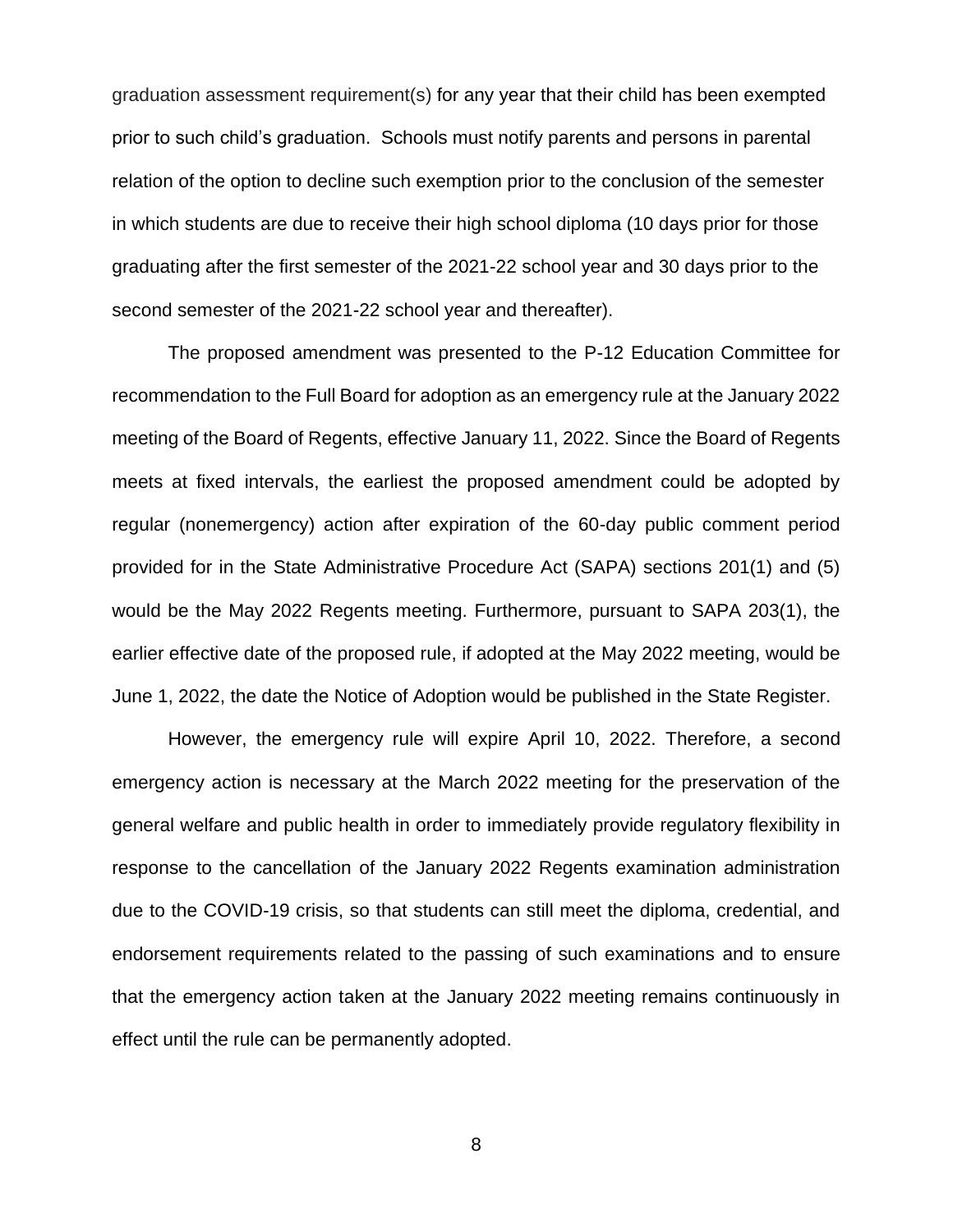graduation assessment requirement(s) for any year that their child has been exempted prior to such child's graduation. Schools must notify parents and persons in parental relation of the option to decline such exemption prior to the conclusion of the semester in which students are due to receive their high school diploma (10 days prior for those graduating after the first semester of the 2021-22 school year and 30 days prior to the second semester of the 2021-22 school year and thereafter).

The proposed amendment was presented to the P-12 Education Committee for recommendation to the Full Board for adoption as an emergency rule at the January 2022 meeting of the Board of Regents, effective January 11, 2022. Since the Board of Regents meets at fixed intervals, the earliest the proposed amendment could be adopted by regular (nonemergency) action after expiration of the 60-day public comment period provided for in the State Administrative Procedure Act (SAPA) sections 201(1) and (5) would be the May 2022 Regents meeting. Furthermore, pursuant to SAPA 203(1), the earlier effective date of the proposed rule, if adopted at the May 2022 meeting, would be June 1, 2022, the date the Notice of Adoption would be published in the State Register.

However, the emergency rule will expire April 10, 2022. Therefore, a second emergency action is necessary at the March 2022 meeting for the preservation of the general welfare and public health in order to immediately provide regulatory flexibility in response to the cancellation of the January 2022 Regents examination administration due to the COVID-19 crisis, so that students can still meet the diploma, credential, and endorsement requirements related to the passing of such examinations and to ensure that the emergency action taken at the January 2022 meeting remains continuously in effect until the rule can be permanently adopted.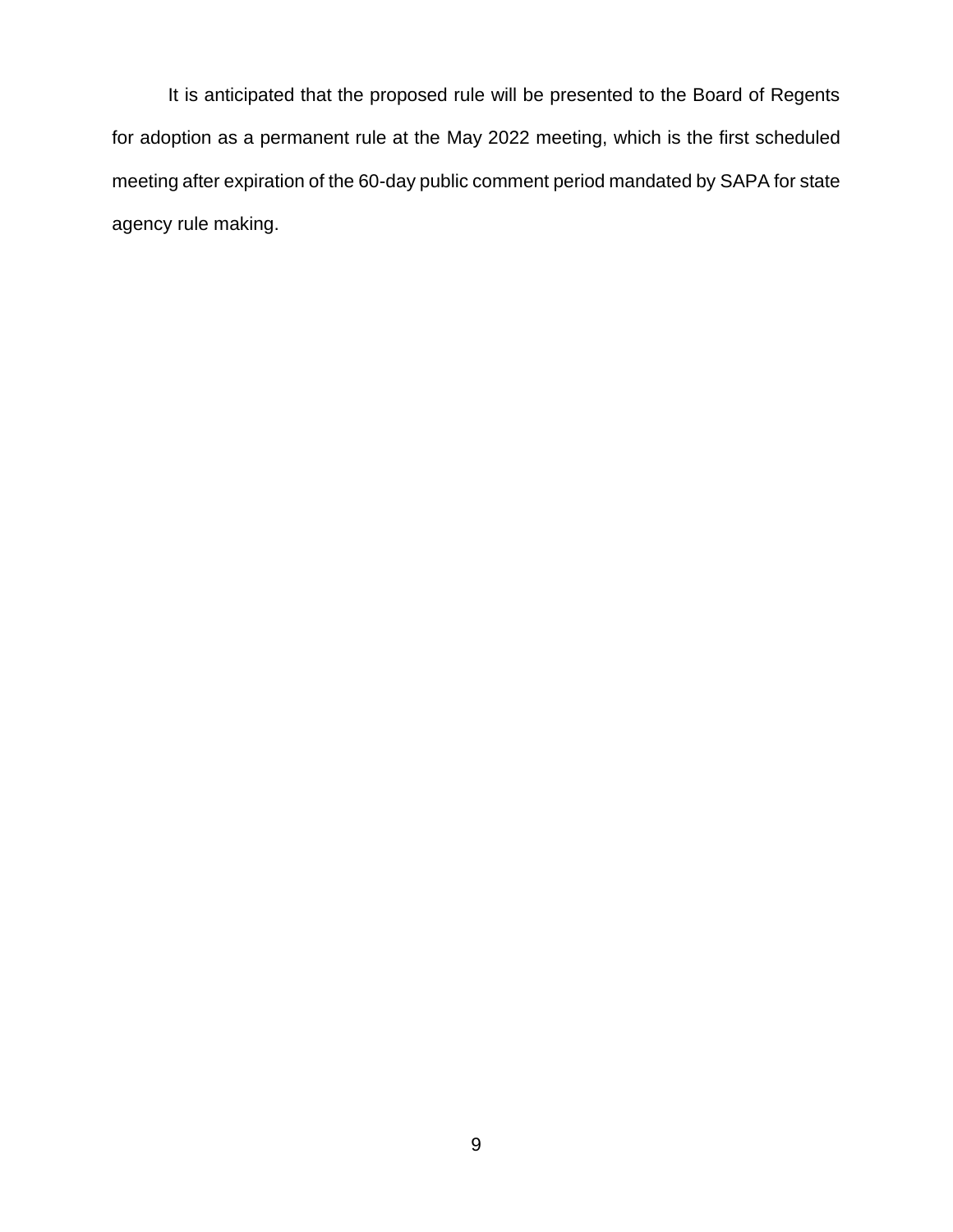It is anticipated that the proposed rule will be presented to the Board of Regents for adoption as a permanent rule at the May 2022 meeting, which is the first scheduled meeting after expiration of the 60-day public comment period mandated by SAPA for state agency rule making.